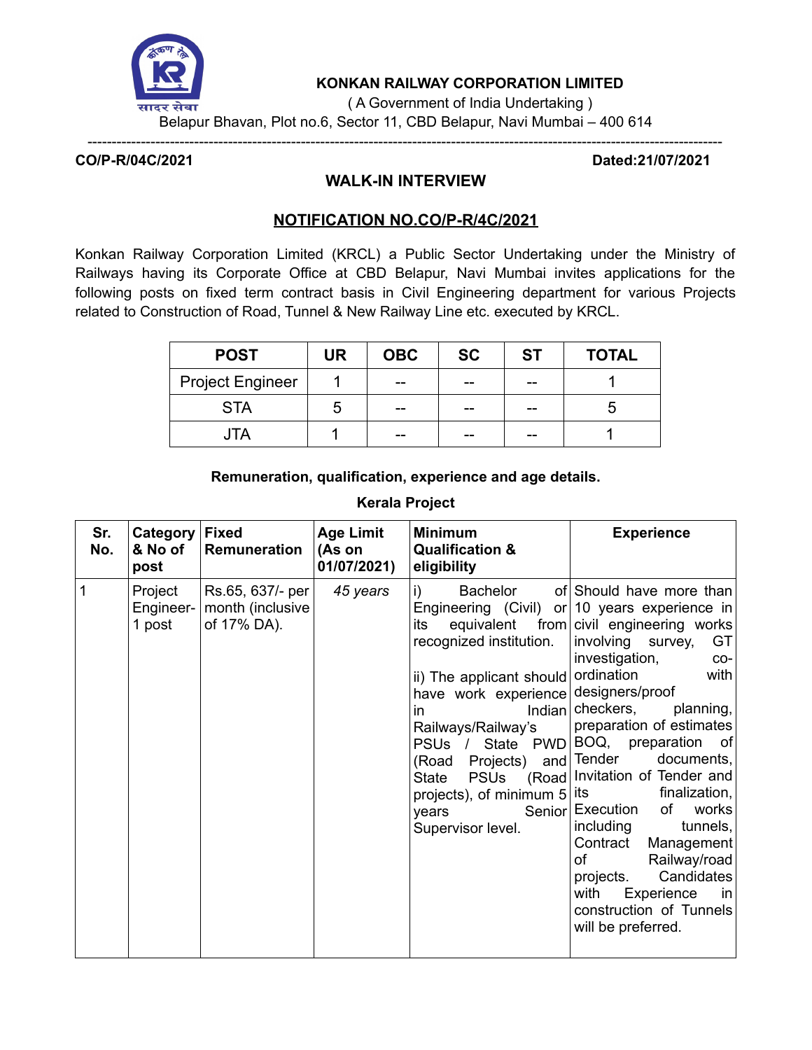**KONKAN RAILWAY CORPORATION LIMITED**

( A Government of India Undertaking )

Belapur Bhavan, Plot no.6, Sector 11, CBD Belapur, Navi Mumbai – 400 614

---

**CO/P-R/04C/2021** **Dated:21/07/2021**

## WALK-IN INTERVIEW

### NOTIFICATION NO.CO/P-R/4C/2021

Konkan Railway Corporation Limited (KRCL) a Public Sector Undertaking under the Ministry of Railways having its Corporate Office at CBD Belapur, Navi Mumbai invites applications for the following posts on fixed term contract basis in Civil Engineering department for various Projects related to Construction of Road, Tunnel & New Railway Line etc. executed by KRCL.

| POST | UR | OBC | SC | ST | TOTAL |
|---|---|---|---|---|---|
| Project Engineer | 1 | -- | -- | -- | 1 |
| STA | 5 | -- | -- | -- | 5 |
| JTA | 1 | -- | -- | -- | 1 |

**Remuneration, qualification, experience and age details.**

**Kerala Project**

| Sr. No. | Category & No of post | Fixed Remuneration | Age Limit (As on 01/07/2021) | Minimum Qualification & eligibility | Experience |
|---|---|---|---|---|---|
| 1 | Project Engineer- 1 post | Rs.65, 637/- per month (inclusive of 17% DA). | *45 years* | i) Bachelor of Engineering (Civil) or its equivalent from recognized institution.<br><br>ii) The applicant should have work experience in Indian Railways/Railway's PSUs / State PWD (Road Projects) and State PSUs (Road projects), of minimum 5 years Senior Supervisor level. | Should have more than 10 years experience in civil engineering works involving survey, GT investigation, co-ordination with designers/proof checkers, planning, preparation of estimates BOQ, preparation of Tender documents, Invitation of Tender and its finalization, Execution of works including tunnels, Contract Management of Railway/road projects. Candidates with Experience in construction of Tunnels will be preferred. |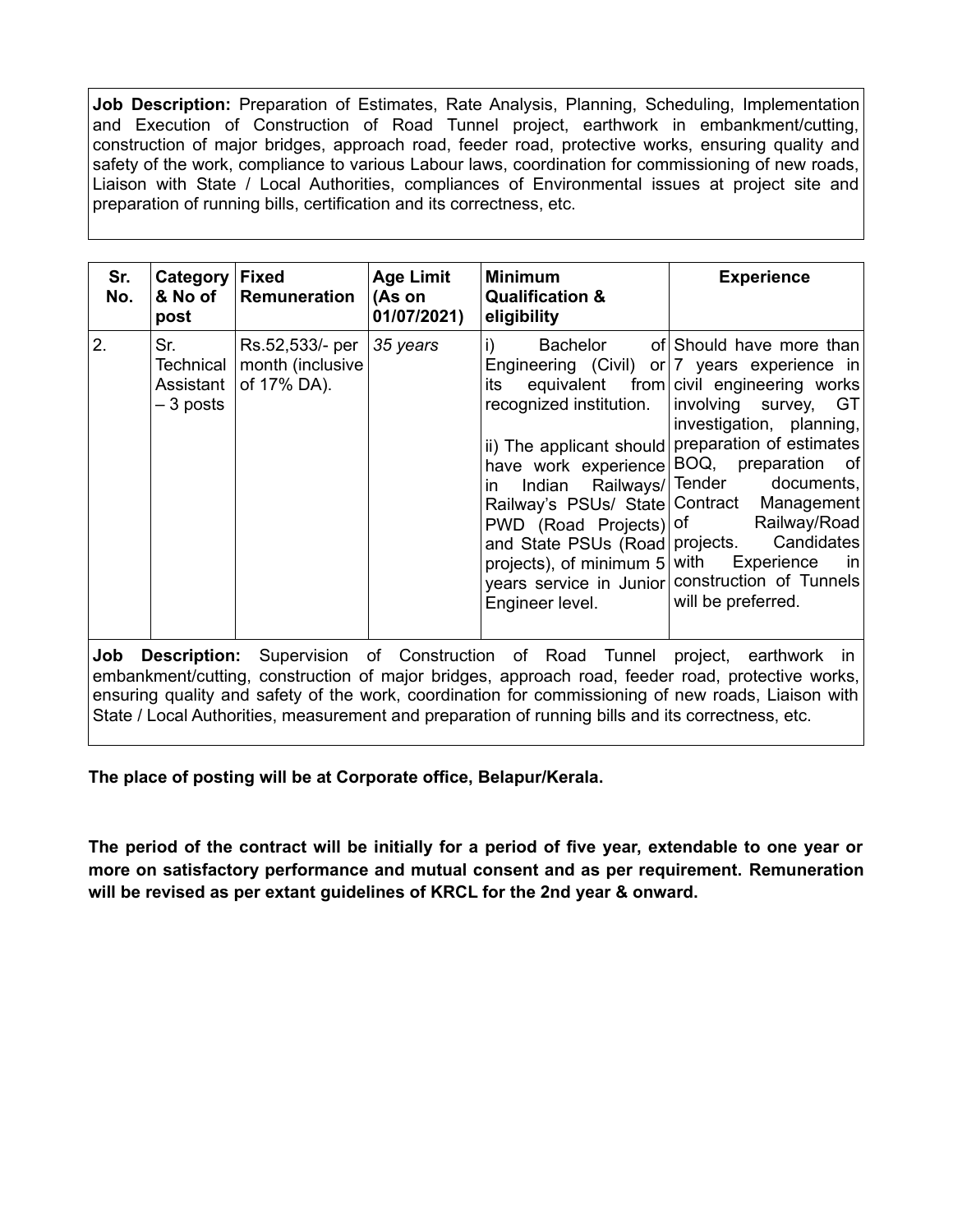**Job Description:** Preparation of Estimates, Rate Analysis, Planning, Scheduling, Implementation and Execution of Construction of Road Tunnel project, earthwork in embankment/cutting, construction of major bridges, approach road, feeder road, protective works, ensuring quality and safety of the work, compliance to various Labour laws, coordination for commissioning of new roads, Liaison with State / Local Authorities, compliances of Environmental issues at project site and preparation of running bills, certification and its correctness, etc.

| Sr. No. | Category & No of post | Fixed Remuneration | Age Limit (As on 01/07/2021) | Minimum Qualification & eligibility | Experience |
|---|---|---|---|---|---|
| 2. | Sr. Technical Assistant – 3 posts | Rs.52,533/- per month (inclusive of 17% DA). | *35 years* | i) Bachelor of Engineering (Civil) or its equivalent from recognized institution.<br><br>ii) The applicant should have work experience in Indian Railways/ Railway's PSUs/ State PWD (Road Projects) and State PSUs (Road projects), of minimum 5 years service in Junior Engineer level. | Should have more than 7 years experience in civil engineering works involving survey, GT investigation, planning, preparation of estimates BOQ, preparation of Tender documents, Contract Management of Railway/Road projects. Candidates with Experience in construction of Tunnels will be preferred. |

**Job Description:** Supervision of Construction of Road Tunnel project, earthwork in embankment/cutting, construction of major bridges, approach road, feeder road, protective works, ensuring quality and safety of the work, coordination for commissioning of new roads, Liaison with State / Local Authorities, measurement and preparation of running bills and its correctness, etc.

**The place of posting will be at Corporate office, Belapur/Kerala.**

**The period of the contract will be initially for a period of five year, extendable to one year or more on satisfactory performance and mutual consent and as per requirement. Remuneration will be revised as per extant guidelines of KRCL for the 2nd year & onward.**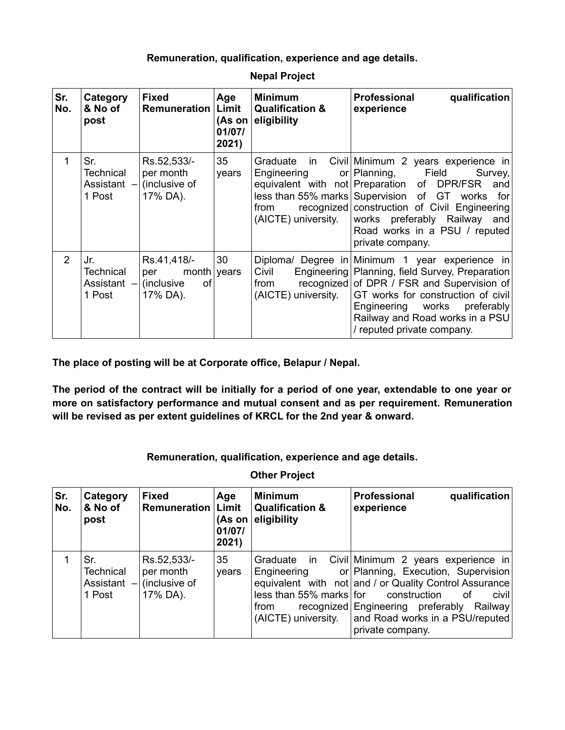**Remuneration, qualification, experience and age details.**

**Nepal Project**

| Sr. No. | Category & No of post | Fixed Remuneration | Age Limit (As on 01/07/2021) | Minimum Qualification & eligibility | Professional qualification experience |
|---|---|---|---|---|---|
| 1 | Sr. Technical Assistant – 1 Post | Rs.52,533/- per month (inclusive of 17% DA). | 35 years | Graduate in Civil Engineering or equivalent with not less than 55% marks from recognized (AICTE) university. | Minimum 2 years experience in Planning, Field Survey, Preparation of DPR/FSR and Supervision of GT works for construction of Civil Engineering works preferably Railway and Road works in a PSU / reputed private company. |
| 2 | Jr. Technical Assistant – 1 Post | Rs.41,418/- per month (inclusive of 17% DA). | 30 years | Diploma/ Degree in Civil Engineering from recognized (AICTE) university. | Minimum 1 year experience in Planning, field Survey, Preparation of DPR / FSR and Supervision of GT works for construction of civil Engineering works preferably Railway and Road works in a PSU / reputed private company. |

**The place of posting will be at Corporate office, Belapur / Nepal.**

**The period of the contract will be initially for a period of one year, extendable to one year or more on satisfactory performance and mutual consent and as per requirement. Remuneration will be revised as per extent guidelines of KRCL for the 2nd year & onward.**

**Remuneration, qualification, experience and age details.**

**Other Project**

| Sr. No. | Category & No of post | Fixed Remuneration | Age Limit (As on 01/07/2021) | Minimum Qualification & eligibility | Professional qualification experience |
|---|---|---|---|---|---|
| 1 | Sr. Technical Assistant – 1 Post | Rs.52,533/- per month (inclusive of 17% DA). | 35 years | Graduate in Civil Engineering or equivalent with not less than 55% marks from recognized (AICTE) university. | Minimum 2 years experience in Planning, Execution, Supervision and / or Quality Control Assurance for construction of civil Engineering preferably Railway and Road works in a PSU/reputed private company. |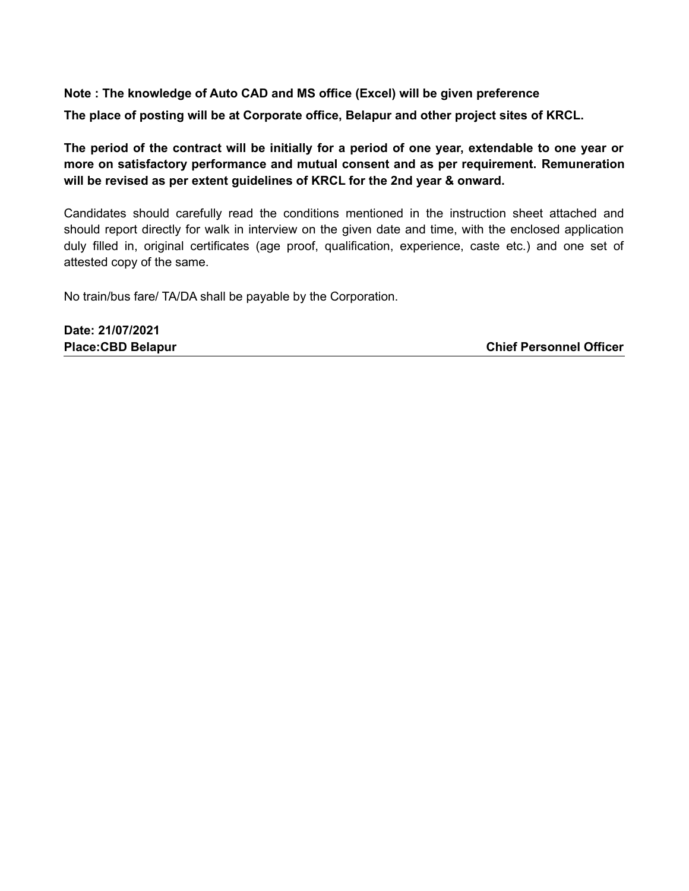**Note : The knowledge of Auto CAD and MS office (Excel) will be given preference**

**The place of posting will be at Corporate office, Belapur and other project sites of KRCL.**

**The period of the contract will be initially for a period of one year, extendable to one year or more on satisfactory performance and mutual consent and as per requirement. Remuneration will be revised as per extent guidelines of KRCL for the 2nd year & onward.**

Candidates should carefully read the conditions mentioned in the instruction sheet attached and should report directly for walk in interview on the given date and time, with the enclosed application duly filled in, original certificates (age proof, qualification, experience, caste etc.) and one set of attested copy of the same.

No train/bus fare/ TA/DA shall be payable by the Corporation.

**Date: 21/07/2021**
**Place:CBD Belapur** **Chief Personnel Officer**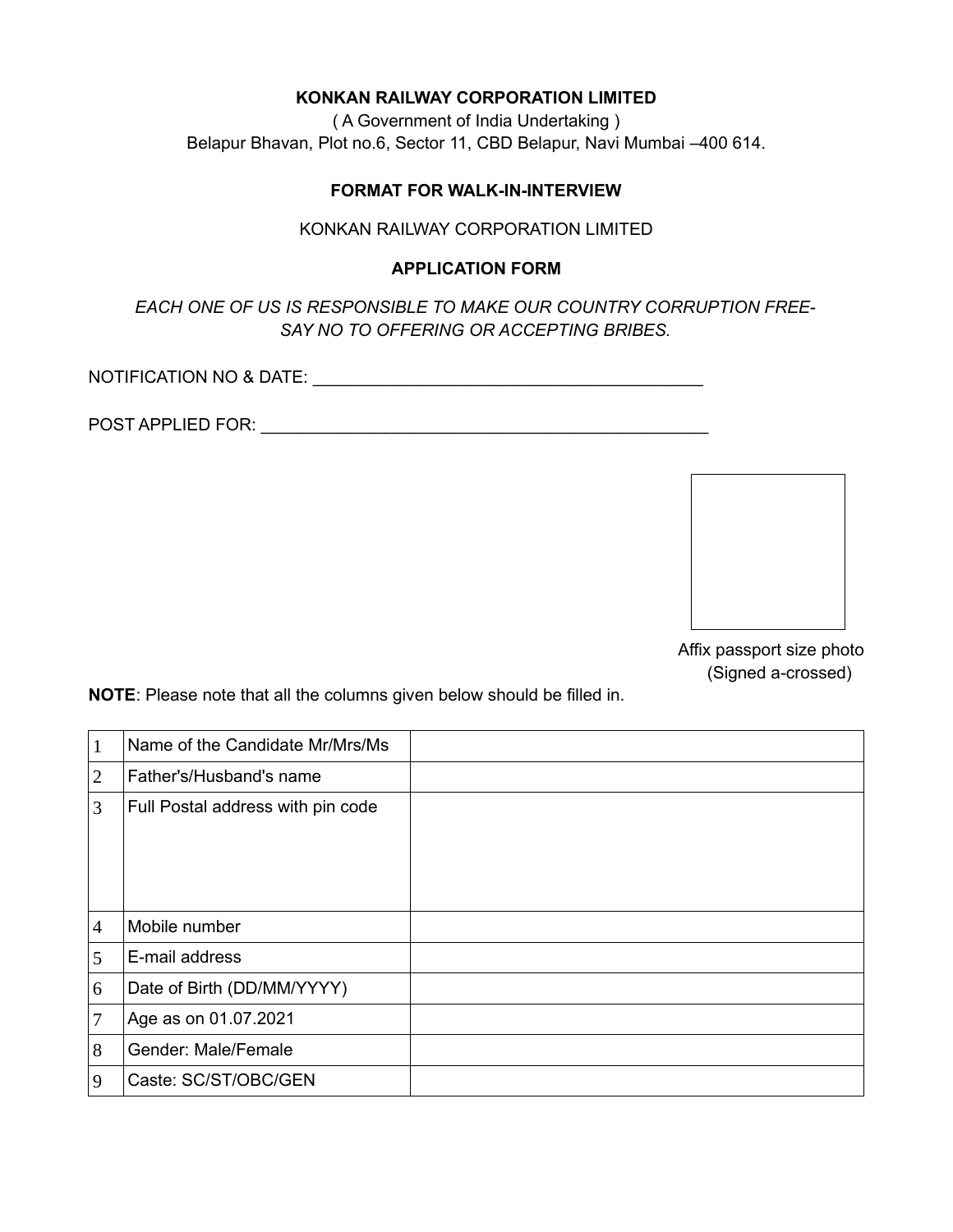**KONKAN RAILWAY CORPORATION LIMITED**

( A Government of India Undertaking )

Belapur Bhavan, Plot no.6, Sector 11, CBD Belapur, Navi Mumbai –400 614.

**FORMAT FOR WALK-IN-INTERVIEW**

KONKAN RAILWAY CORPORATION LIMITED

**APPLICATION FORM**

*EACH ONE OF US IS RESPONSIBLE TO MAKE OUR COUNTRY CORRUPTION FREE- SAY NO TO OFFERING OR ACCEPTING BRIBES.*

NOTIFICATION NO & DATE: ___________________________________________

POST APPLIED FOR: _________________________________________________

Affix passport size photo (Signed a-crossed)

**NOTE**: Please note that all the columns given below should be filled in.

| | | |
|---|---|---|
| 1 | Name of the Candidate Mr/Mrs/Ms | |
| 2 | Father's/Husband's name | |
| 3 | Full Postal address with pin code | |
| 4 | Mobile number | |
| 5 | E-mail address | |
| 6 | Date of Birth (DD/MM/YYYY) | |
| 7 | Age as on 01.07.2021 | |
| 8 | Gender: Male/Female | |
| 9 | Caste: SC/ST/OBC/GEN | |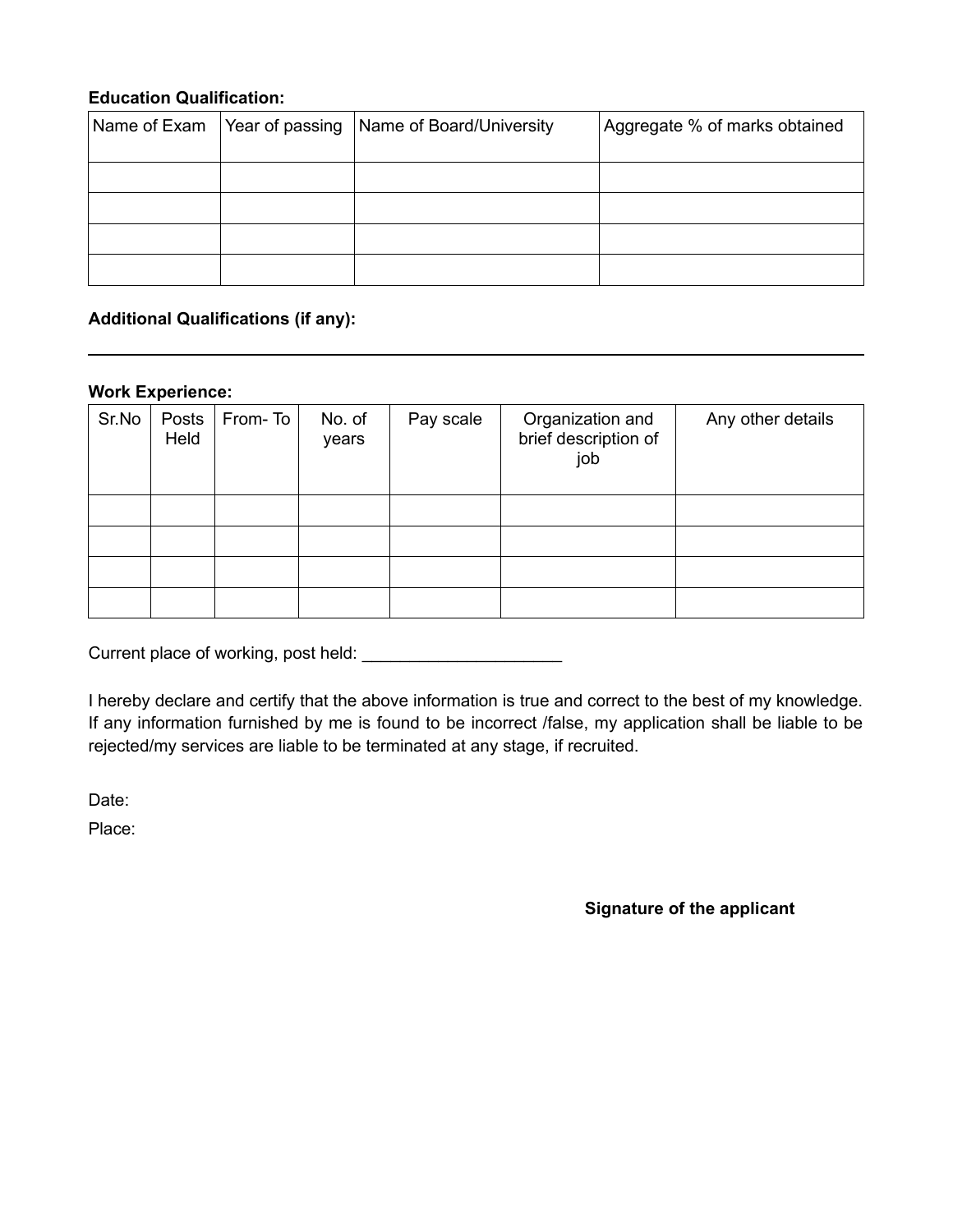**Education Qualification:**

| Name of Exam | Year of passing | Name of Board/University | Aggregate % of marks obtained |
|---|---|---|---|
| | | | |
| | | | |
| | | | |
| | | | |

**Additional Qualifications (if any):**

---

**Work Experience:**

| Sr.No | Posts Held | From- To | No. of years | Pay scale | Organization and brief description of job | Any other details |
|---|---|---|---|---|---|---|
| | | | | | | |
| | | | | | | |
| | | | | | | |
| | | | | | | |

Current place of working, post held: _____________________

I hereby declare and certify that the above information is true and correct to the best of my knowledge. If any information furnished by me is found to be incorrect /false, my application shall be liable to be rejected/my services are liable to be terminated at any stage, if recruited.

Date:

Place:

**Signature of the applicant**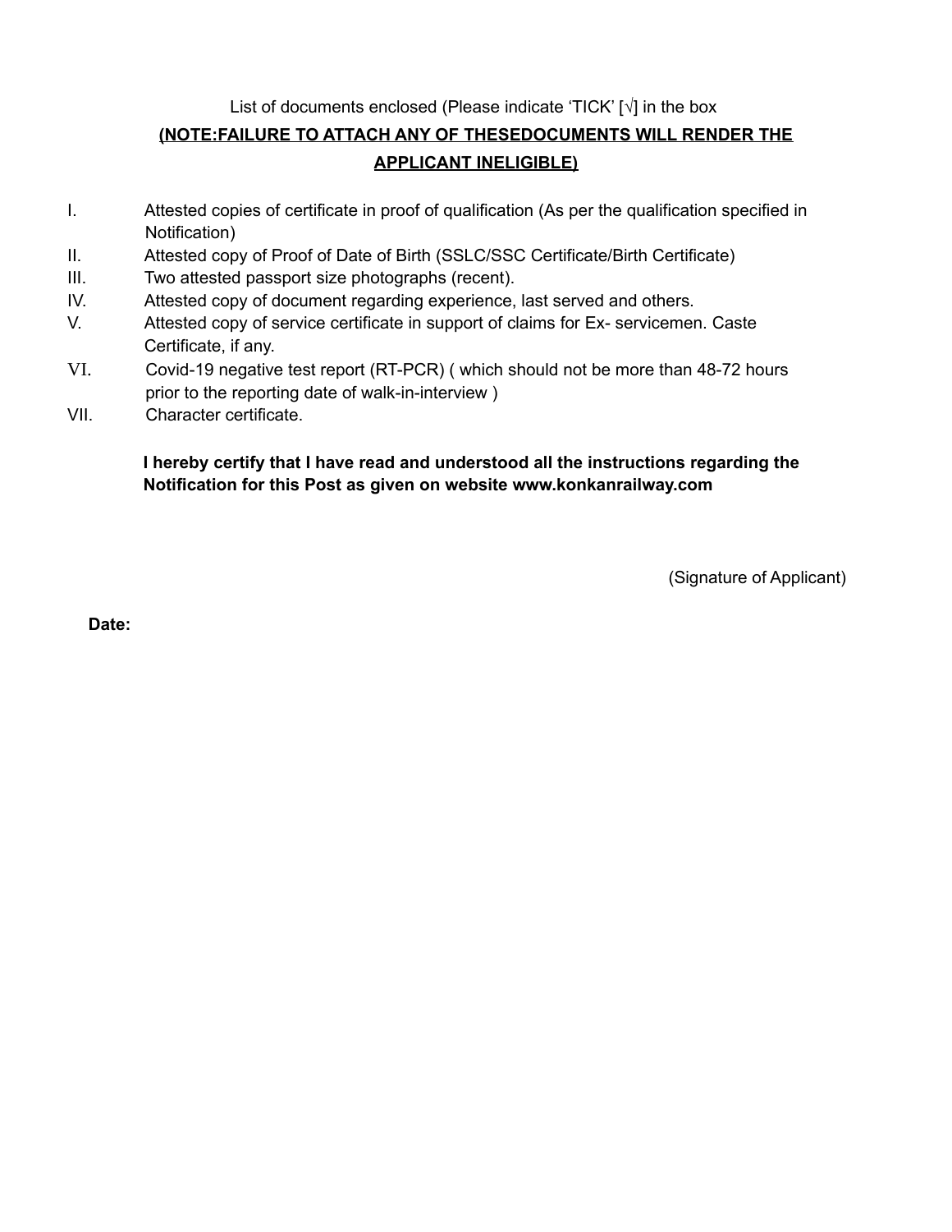List of documents enclosed (Please indicate 'TICK' [√] in the box

**(NOTE:FAILURE TO ATTACH ANY OF THESEDOCUMENTS WILL RENDER THE APPLICANT INELIGIBLE)**

I. Attested copies of certificate in proof of qualification (As per the qualification specified in Notification)

II. Attested copy of Proof of Date of Birth (SSLC/SSC Certificate/Birth Certificate)

III. Two attested passport size photographs (recent).

IV. Attested copy of document regarding experience, last served and others.

V. Attested copy of service certificate in support of claims for Ex- servicemen. Caste Certificate, if any.

VI. Covid-19 negative test report (RT-PCR) ( which should not be more than 48-72 hours prior to the reporting date of walk-in-interview )

VII. Character certificate.

**I hereby certify that I have read and understood all the instructions regarding the Notification for this Post as given on website www.konkanrailway.com**

(Signature of Applicant)

**Date:**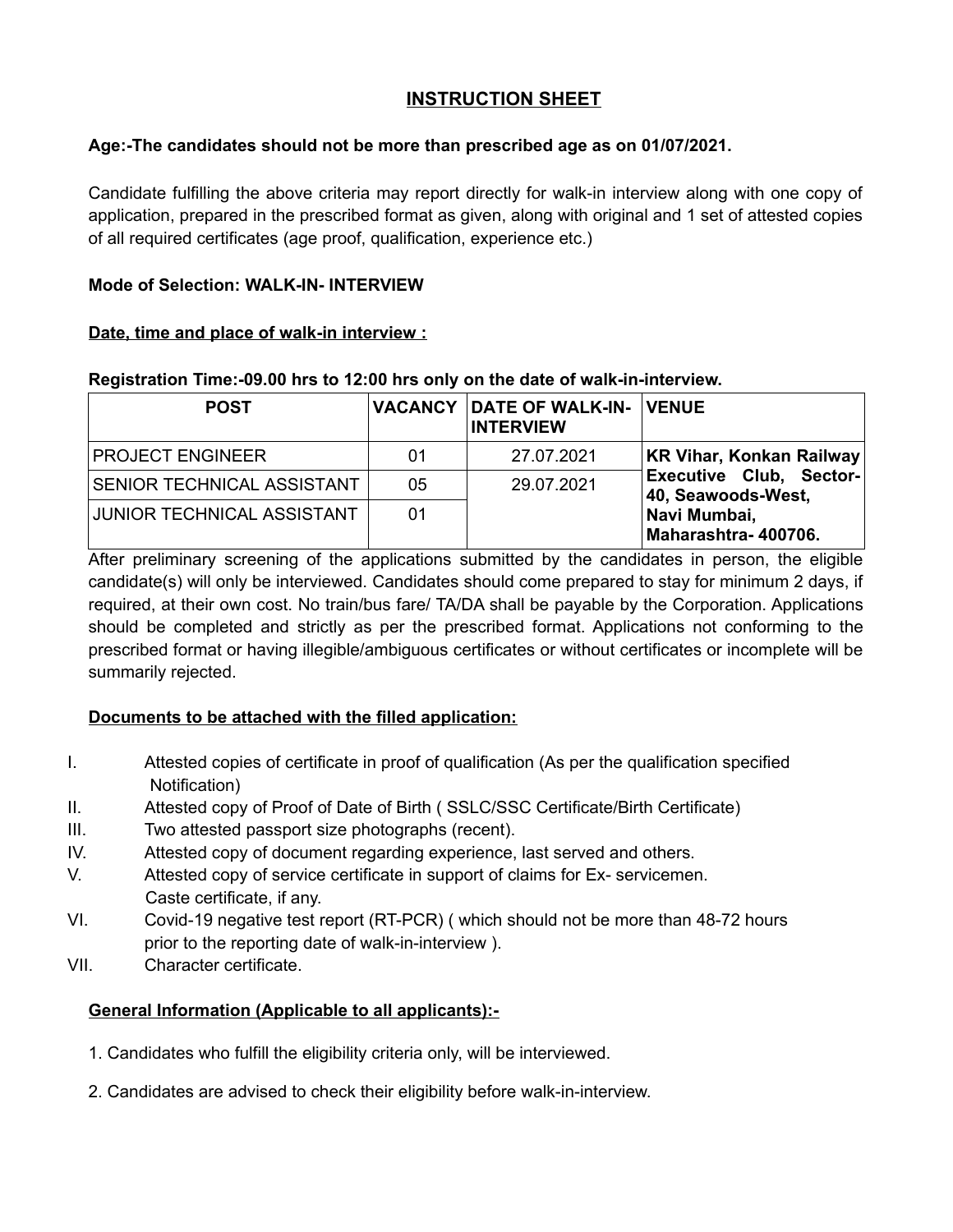# INSTRUCTION SHEET

**Age:-The candidates should not be more than prescribed age as on 01/07/2021.**

Candidate fulfilling the above criteria may report directly for walk-in interview along with one copy of application, prepared in the prescribed format as given, along with original and 1 set of attested copies of all required certificates (age proof, qualification, experience etc.)

**Mode of Selection: WALK-IN- INTERVIEW**

**Date, time and place of walk-in interview :**

**Registration Time:-09.00 hrs to 12:00 hrs only on the date of walk-in-interview.**

| POST | VACANCY | DATE OF WALK-IN-INTERVIEW | VENUE |
|---|---|---|---|
| PROJECT ENGINEER | 01 | 27.07.2021 | **KR Vihar, Konkan Railway Executive Club, Sector-40, Seawoods-West, Navi Mumbai, Maharashtra- 400706.** |
| SENIOR TECHNICAL ASSISTANT | 05 | 29.07.2021 | |
| JUNIOR TECHNICAL ASSISTANT | 01 | | |

After preliminary screening of the applications submitted by the candidates in person, the eligible candidate(s) will only be interviewed. Candidates should come prepared to stay for minimum 2 days, if required, at their own cost. No train/bus fare/ TA/DA shall be payable by the Corporation. Applications should be completed and strictly as per the prescribed format. Applications not conforming to the prescribed format or having illegible/ambiguous certificates or without certificates or incomplete will be summarily rejected.

**Documents to be attached with the filled application:**

I. Attested copies of certificate in proof of qualification (As per the qualification specified Notification)
II. Attested copy of Proof of Date of Birth ( SSLC/SSC Certificate/Birth Certificate)
III. Two attested passport size photographs (recent).
IV. Attested copy of document regarding experience, last served and others.
V. Attested copy of service certificate in support of claims for Ex- servicemen. Caste certificate, if any.
VI. Covid-19 negative test report (RT-PCR) ( which should not be more than 48-72 hours prior to the reporting date of walk-in-interview ).
VII. Character certificate.

**General Information (Applicable to all applicants):-**

1. Candidates who fulfill the eligibility criteria only, will be interviewed.
2. Candidates are advised to check their eligibility before walk-in-interview.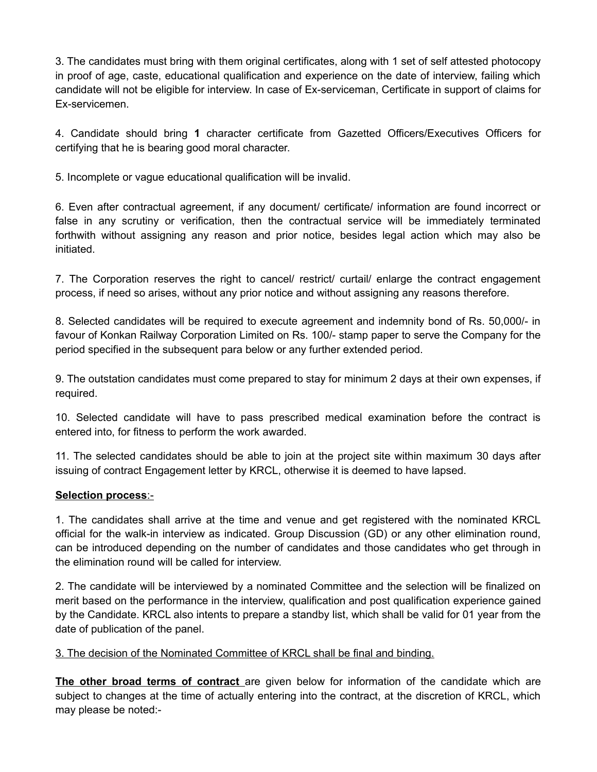3. The candidates must bring with them original certificates, along with 1 set of self attested photocopy in proof of age, caste, educational qualification and experience on the date of interview, failing which candidate will not be eligible for interview. In case of Ex-serviceman, Certificate in support of claims for Ex-servicemen.

4. Candidate should bring **1** character certificate from Gazetted Officers/Executives Officers for certifying that he is bearing good moral character.

5. Incomplete or vague educational qualification will be invalid.

6. Even after contractual agreement, if any document/ certificate/ information are found incorrect or false in any scrutiny or verification, then the contractual service will be immediately terminated forthwith without assigning any reason and prior notice, besides legal action which may also be initiated.

7. The Corporation reserves the right to cancel/ restrict/ curtail/ enlarge the contract engagement process, if need so arises, without any prior notice and without assigning any reasons therefore.

8. Selected candidates will be required to execute agreement and indemnity bond of Rs. 50,000/- in favour of Konkan Railway Corporation Limited on Rs. 100/- stamp paper to serve the Company for the period specified in the subsequent para below or any further extended period.

9. The outstation candidates must come prepared to stay for minimum 2 days at their own expenses, if required.

10. Selected candidate will have to pass prescribed medical examination before the contract is entered into, for fitness to perform the work awarded.

11. The selected candidates should be able to join at the project site within maximum 30 days after issuing of contract Engagement letter by KRCL, otherwise it is deemed to have lapsed.

**Selection process**:-

1. The candidates shall arrive at the time and venue and get registered with the nominated KRCL official for the walk-in interview as indicated. Group Discussion (GD) or any other elimination round, can be introduced depending on the number of candidates and those candidates who get through in the elimination round will be called for interview.

2. The candidate will be interviewed by a nominated Committee and the selection will be finalized on merit based on the performance in the interview, qualification and post qualification experience gained by the Candidate. KRCL also intents to prepare a standby list, which shall be valid for 01 year from the date of publication of the panel.

3. The decision of the Nominated Committee of KRCL shall be final and binding.

**The other broad terms of contract** are given below for information of the candidate which are subject to changes at the time of actually entering into the contract, at the discretion of KRCL, which may please be noted:-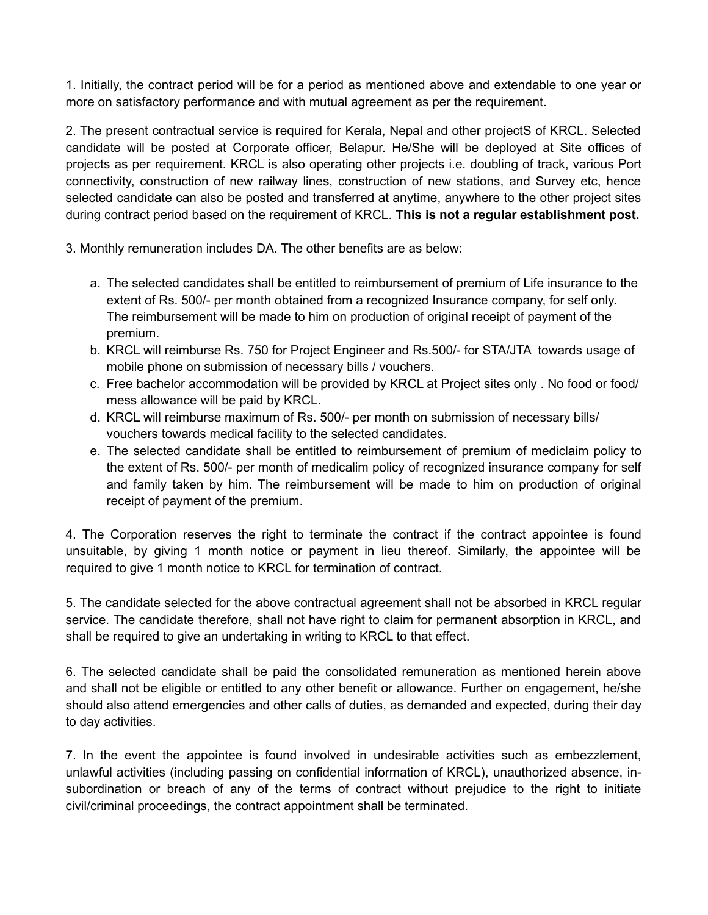1. Initially, the contract period will be for a period as mentioned above and extendable to one year or more on satisfactory performance and with mutual agreement as per the requirement.

2. The present contractual service is required for Kerala, Nepal and other projectS of KRCL. Selected candidate will be posted at Corporate officer, Belapur. He/She will be deployed at Site offices of projects as per requirement. KRCL is also operating other projects i.e. doubling of track, various Port connectivity, construction of new railway lines, construction of new stations, and Survey etc, hence selected candidate can also be posted and transferred at anytime, anywhere to the other project sites during contract period based on the requirement of KRCL. **This is not a regular establishment post.**

3. Monthly remuneration includes DA. The other benefits are as below:

   a. The selected candidates shall be entitled to reimbursement of premium of Life insurance to the extent of Rs. 500/- per month obtained from a recognized Insurance company, for self only. The reimbursement will be made to him on production of original receipt of payment of the premium.
   b. KRCL will reimburse Rs. 750 for Project Engineer and Rs.500/- for STA/JTA towards usage of mobile phone on submission of necessary bills / vouchers.
   c. Free bachelor accommodation will be provided by KRCL at Project sites only . No food or food/ mess allowance will be paid by KRCL.
   d. KRCL will reimburse maximum of Rs. 500/- per month on submission of necessary bills/ vouchers towards medical facility to the selected candidates.
   e. The selected candidate shall be entitled to reimbursement of premium of mediclaim policy to the extent of Rs. 500/- per month of medicalim policy of recognized insurance company for self and family taken by him. The reimbursement will be made to him on production of original receipt of payment of the premium.

4. The Corporation reserves the right to terminate the contract if the contract appointee is found unsuitable, by giving 1 month notice or payment in lieu thereof. Similarly, the appointee will be required to give 1 month notice to KRCL for termination of contract.

5. The candidate selected for the above contractual agreement shall not be absorbed in KRCL regular service. The candidate therefore, shall not have right to claim for permanent absorption in KRCL, and shall be required to give an undertaking in writing to KRCL to that effect.

6. The selected candidate shall be paid the consolidated remuneration as mentioned herein above and shall not be eligible or entitled to any other benefit or allowance. Further on engagement, he/she should also attend emergencies and other calls of duties, as demanded and expected, during their day to day activities.

7. In the event the appointee is found involved in undesirable activities such as embezzlement, unlawful activities (including passing on confidential information of KRCL), unauthorized absence, in-subordination or breach of any of the terms of contract without prejudice to the right to initiate civil/criminal proceedings, the contract appointment shall be terminated.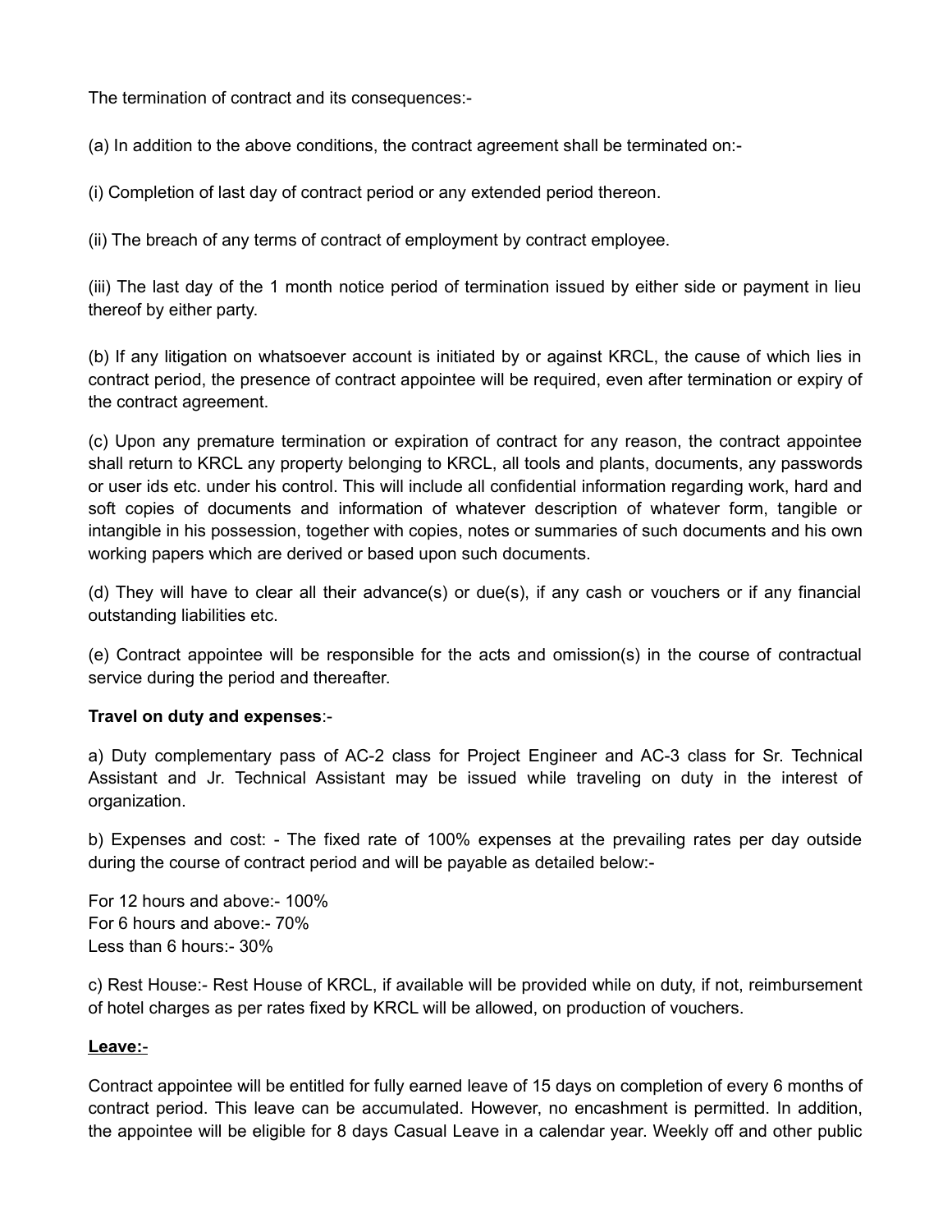The termination of contract and its consequences:-

(a) In addition to the above conditions, the contract agreement shall be terminated on:-

(i) Completion of last day of contract period or any extended period thereon.

(ii) The breach of any terms of contract of employment by contract employee.

(iii) The last day of the 1 month notice period of termination issued by either side or payment in lieu thereof by either party.

(b) If any litigation on whatsoever account is initiated by or against KRCL, the cause of which lies in contract period, the presence of contract appointee will be required, even after termination or expiry of the contract agreement.

(c) Upon any premature termination or expiration of contract for any reason, the contract appointee shall return to KRCL any property belonging to KRCL, all tools and plants, documents, any passwords or user ids etc. under his control. This will include all confidential information regarding work, hard and soft copies of documents and information of whatever description of whatever form, tangible or intangible in his possession, together with copies, notes or summaries of such documents and his own working papers which are derived or based upon such documents.

(d) They will have to clear all their advance(s) or due(s), if any cash or vouchers or if any financial outstanding liabilities etc.

(e) Contract appointee will be responsible for the acts and omission(s) in the course of contractual service during the period and thereafter.

**Travel on duty and expenses**:-

a) Duty complementary pass of AC-2 class for Project Engineer and AC-3 class for Sr. Technical Assistant and Jr. Technical Assistant may be issued while traveling on duty in the interest of organization.

b) Expenses and cost: - The fixed rate of 100% expenses at the prevailing rates per day outside during the course of contract period and will be payable as detailed below:-

For 12 hours and above:- 100%
For 6 hours and above:- 70%
Less than 6 hours:- 30%

c) Rest House:- Rest House of KRCL, if available will be provided while on duty, if not, reimbursement of hotel charges as per rates fixed by KRCL will be allowed, on production of vouchers.

**Leave:-**

Contract appointee will be entitled for fully earned leave of 15 days on completion of every 6 months of contract period. This leave can be accumulated. However, no encashment is permitted. In addition, the appointee will be eligible for 8 days Casual Leave in a calendar year. Weekly off and other public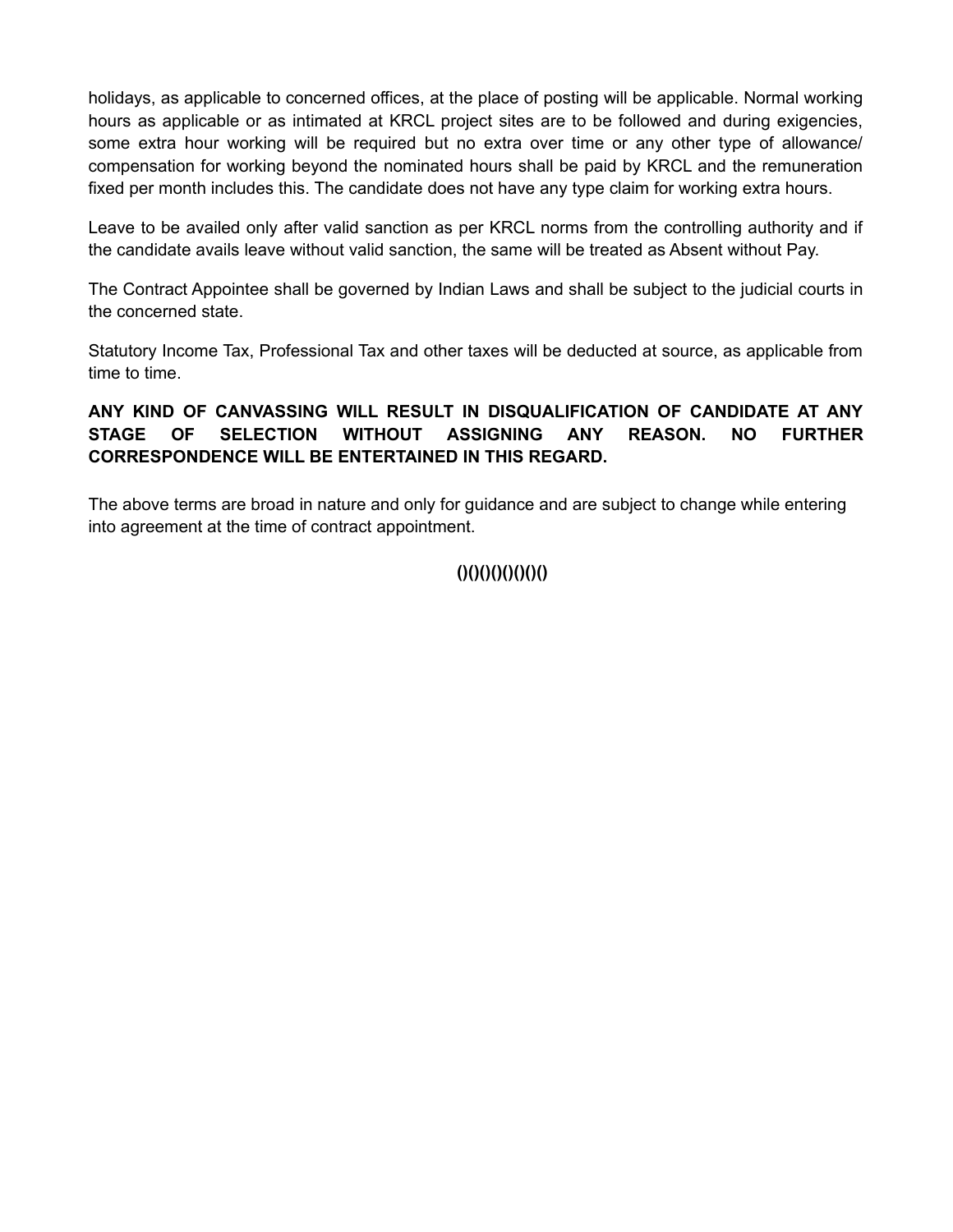holidays, as applicable to concerned offices, at the place of posting will be applicable. Normal working hours as applicable or as intimated at KRCL project sites are to be followed and during exigencies, some extra hour working will be required but no extra over time or any other type of allowance/ compensation for working beyond the nominated hours shall be paid by KRCL and the remuneration fixed per month includes this. The candidate does not have any type claim for working extra hours.

Leave to be availed only after valid sanction as per KRCL norms from the controlling authority and if the candidate avails leave without valid sanction, the same will be treated as Absent without Pay.

The Contract Appointee shall be governed by Indian Laws and shall be subject to the judicial courts in the concerned state.

Statutory Income Tax, Professional Tax and other taxes will be deducted at source, as applicable from time to time.

**ANY KIND OF CANVASSING WILL RESULT IN DISQUALIFICATION OF CANDIDATE AT ANY STAGE OF SELECTION WITHOUT ASSIGNING ANY REASON. NO FURTHER CORRESPONDENCE WILL BE ENTERTAINED IN THIS REGARD.**

The above terms are broad in nature and only for guidance and are subject to change while entering into agreement at the time of contract appointment.

()()()()()()()